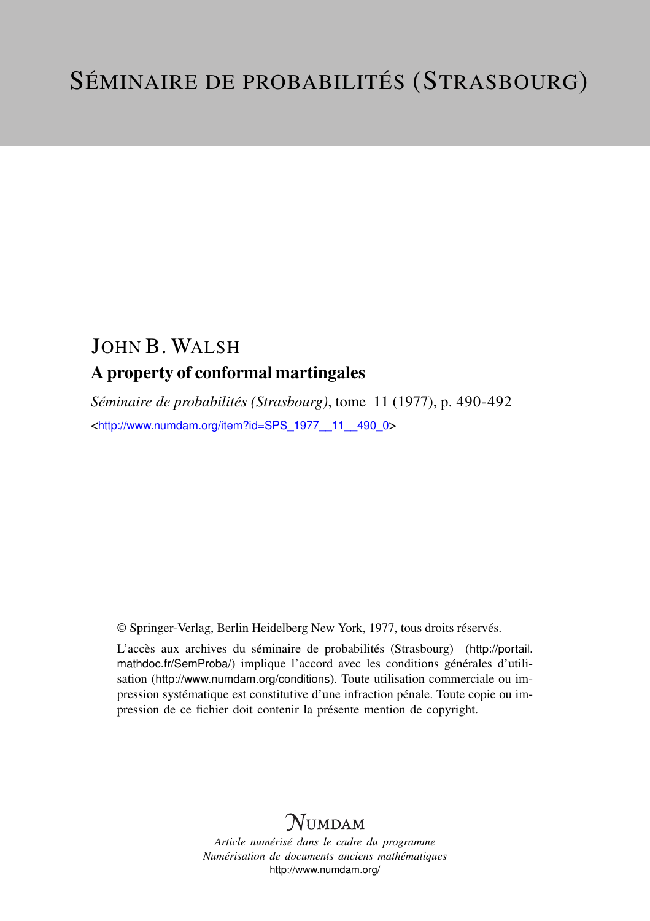# Séminaire de probabilités (Strasbourg)

# John B. Walsh

## A property of conformal martingales

*Séminaire de probabilités (Strasbourg)*, tome 11 (1977), p. 490-492

<http://www.numdam.org/item?id=SPS_1977__11__490_0>

© Springer-Verlag, Berlin Heidelberg New York, 1977, tous droits réservés.

L'accès aux archives du séminaire de probabilités (Strasbourg) (http://portail.mathdoc.fr/SemProba/) implique l'accord avec les conditions générales d'utilisation (http://www.numdam.org/conditions). Toute utilisation commerciale ou impression systématique est constitutive d'une infraction pénale. Toute copie ou impression de ce fichier doit contenir la présente mention de copyright.

NUMDAM

*Article numérisé dans le cadre du programme*
*Numérisation de documents anciens mathématiques*
http://www.numdam.org/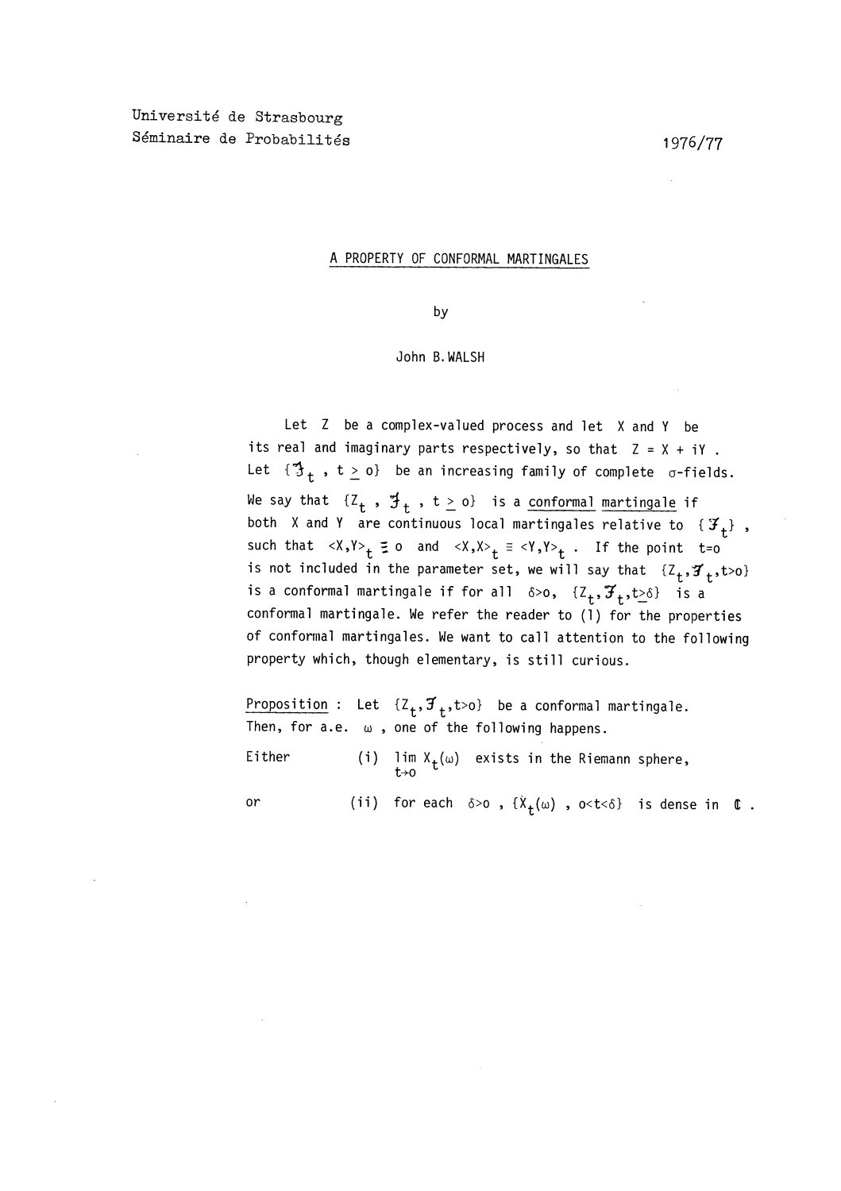Université de Strasbourg
Séminaire de Probabilités

1976/77

# A PROPERTY OF CONFORMAL MARTINGALES

by

John B. WALSH

Let Z be a complex-valued process and let X and Y be its real and imaginary parts respectively, so that $Z = X + iY$. Let $\{\mathcal{F}_t, t \geq o\}$ be an increasing family of complete $\sigma$-fields. We say that $\{Z_t, \mathcal{F}_t, t \geq o\}$ is a <u>conformal martingale</u> if both X and Y are continuous local martingales relative to $\{\mathcal{F}_t\}$, such that $\langle X,Y\rangle_t \equiv o$ and $\langle X,X\rangle_t \equiv \langle Y,Y\rangle_t$. If the point $t=o$ is not included in the parameter set, we will say that $\{Z_t, \mathcal{F}_t, t>o\}$ is a conformal martingale if for all $\delta>o$, $\{Z_t, \mathcal{F}_t, t \geq \delta\}$ is a conformal martingale. We refer the reader to (1) for the properties of conformal martingales. We want to call attention to the following property which, though elementary, is still curious.

<u>Proposition</u> : Let $\{Z_t, \mathcal{F}_t, t>o\}$ be a conformal martingale. Then, for a.e. $\omega$, one of the following happens.

Either (i) $\lim_{t\to o} X_t(\omega)$ exists in the Riemann sphere,

or (ii) for each $\delta>o$, $\{X_t(\omega), o<t<\delta\}$ is dense in $\mathbb{C}$.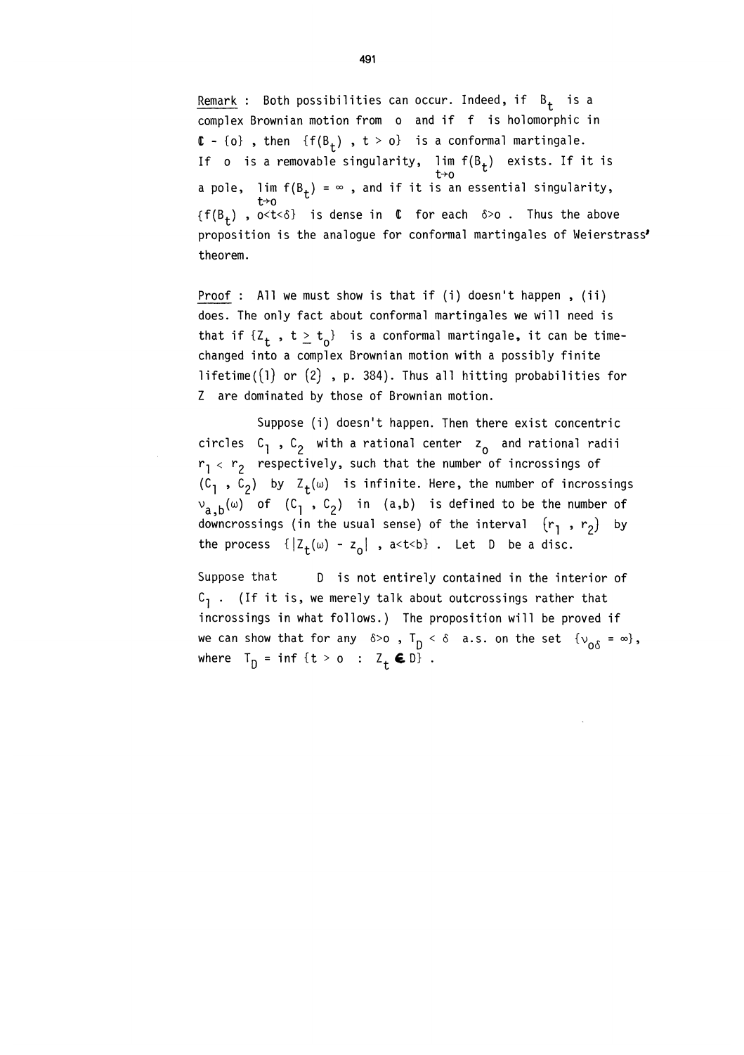Remark : Both possibilities can occur. Indeed, if $B_t$ is a complex Brownian motion from o and if f is holomorphic in $\mathbb{C} - \{o\}$ , then $\{f(B_t) , t > o\}$ is a conformal martingale. If o is a removable singularity, $\lim_{t \to o} f(B_t)$ exists. If it is a pole, $\lim_{t \to o} f(B_t) = \infty$ , and if it is an essential singularity, $\{f(B_t) , o<t<\delta\}$ is dense in $\mathbb{C}$ for each $\delta > o$ . Thus the above proposition is the analogue for conformal martingales of Weierstrass' theorem.

Proof : All we must show is that if (i) doesn't happen , (ii) does. The only fact about conformal martingales we will need is that if $\{Z_t , t \geq t_o\}$ is a conformal martingale, it can be time-changed into a complex Brownian motion with a possibly finite lifetime([1] or [2] , p. 384). Thus all hitting probabilities for Z are dominated by those of Brownian motion.

Suppose (i) doesn't happen. Then there exist concentric circles $C_1$ , $C_2$ with a rational center $z_o$ and rational radii $r_1 < r_2$ respectively, such that the number of incrossings of $(C_1 , C_2)$ by $Z_t(\omega)$ is infinite. Here, the number of incrossings $\nu_{a,b}(\omega)$ of $(C_1 , C_2)$ in $(a,b)$ is defined to be the number of downcrossings (in the usual sense) of the interval $[r_1 , r_2]$ by the process $\{|Z_t(\omega) - z_o| , a<t<b\}$ . Let D be a disc.

Suppose that D is not entirely contained in the interior of $C_1$ . (If it is, we merely talk about outcrossings rather that incrossings in what follows.) The proposition will be proved if we can show that for any $\delta > o$ , $T_D < \delta$ a.s. on the set $\{\nu_{o\delta} = \infty\}$, where $T_D = \inf \{t > o : Z_t \in D\}$ .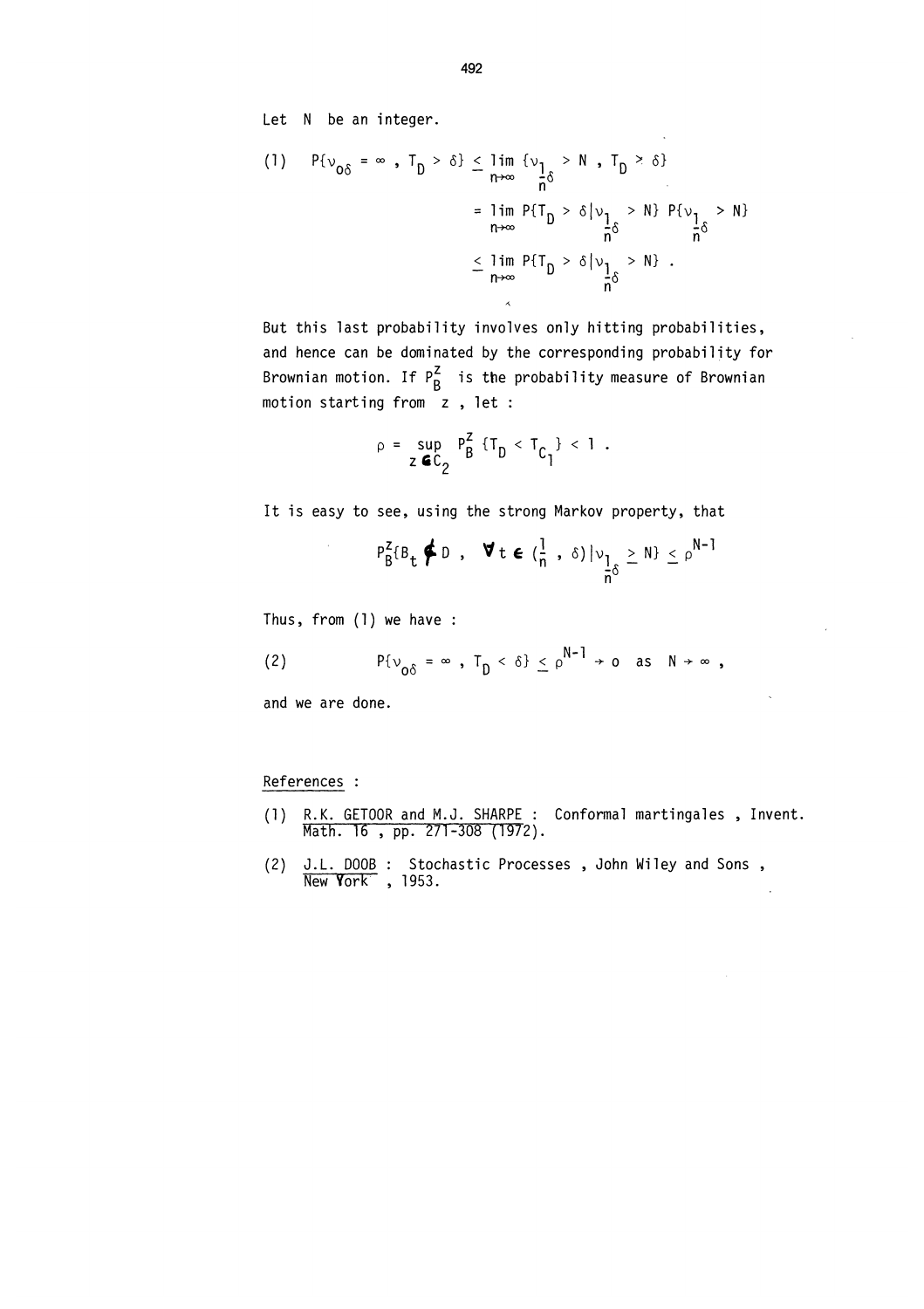Let N be an integer.

$$(1) \quad P\{\nu_{o\delta} = \infty \ , \ T_D > \delta\} \leq \lim_{n\to\infty} \{\nu_{\frac{1}{n}\delta} > N \ , \ T_D > \delta\}$$

$$= \lim_{n\to\infty} P\{T_D > \delta | \nu_{\frac{1}{n}\delta} > N\} \ P\{\nu_{\frac{1}{n}\delta} > N\}$$

$$\leq \lim_{n\to\infty} P\{T_D > \delta | \nu_{\frac{1}{n}\delta} > N\} \ .$$

But this last probability involves only hitting probabilities, and hence can be dominated by the corresponding probability for Brownian motion. If $P_B^z$ is the probability measure of Brownian motion starting from $z$ , let :

$$\rho = \sup_{z \in C_2} P_B^z \{T_D < T_{C_1}\} < 1 \ .$$

It is easy to see, using the strong Markov property, that

$$P_B^z\{B_t \notin D \ , \ \ \forall t \in (\tfrac{1}{n} \ , \ \delta) | \nu_{\frac{1}{n}\delta} \geq N\} \leq \rho^{N-1}$$

Thus, from (1) we have :

$$(2) \qquad P\{\nu_{o\delta} = \infty \ , \ T_D < \delta\} \leq \rho^{N-1} \to 0 \quad \text{as} \quad N \to \infty \ ,$$

and we are done.

References :

(1) R.K. GETOOR and M.J. SHARPE : Conformal martingales , Invent. Math. 16 , pp. 271-308 (1972).

(2) J.L. DOOB : Stochastic Processes , John Wiley and Sons , New York , 1953.